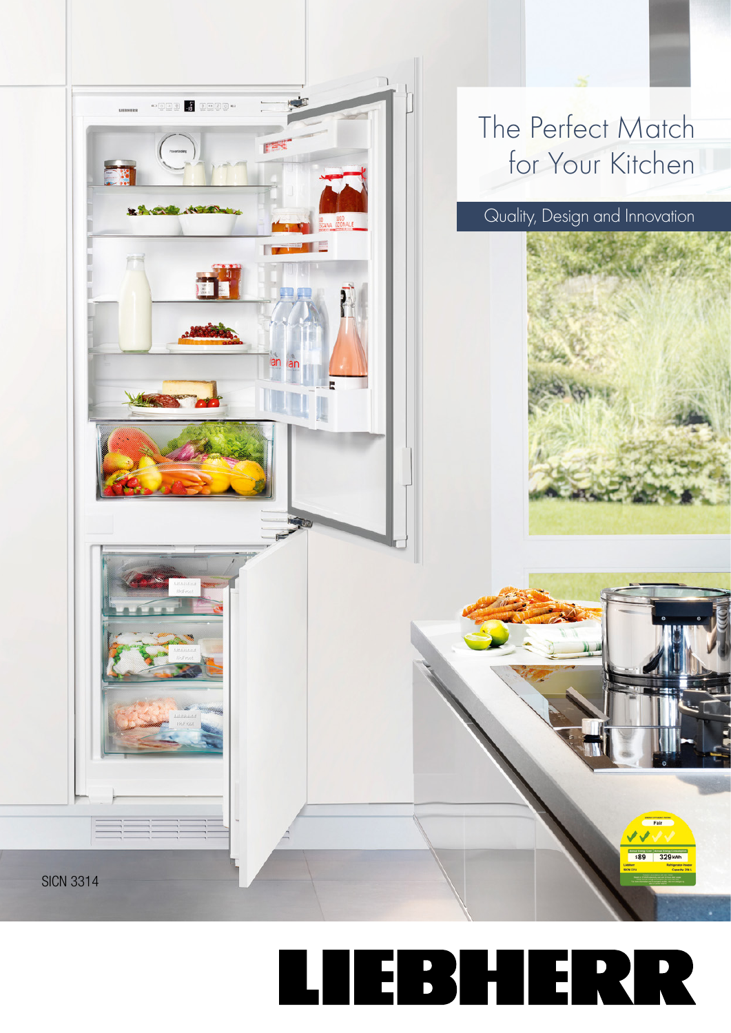# The Perfect Match for Your Kitchen

## Quality, Design and Innovation

SICN 3314

LIEBHERR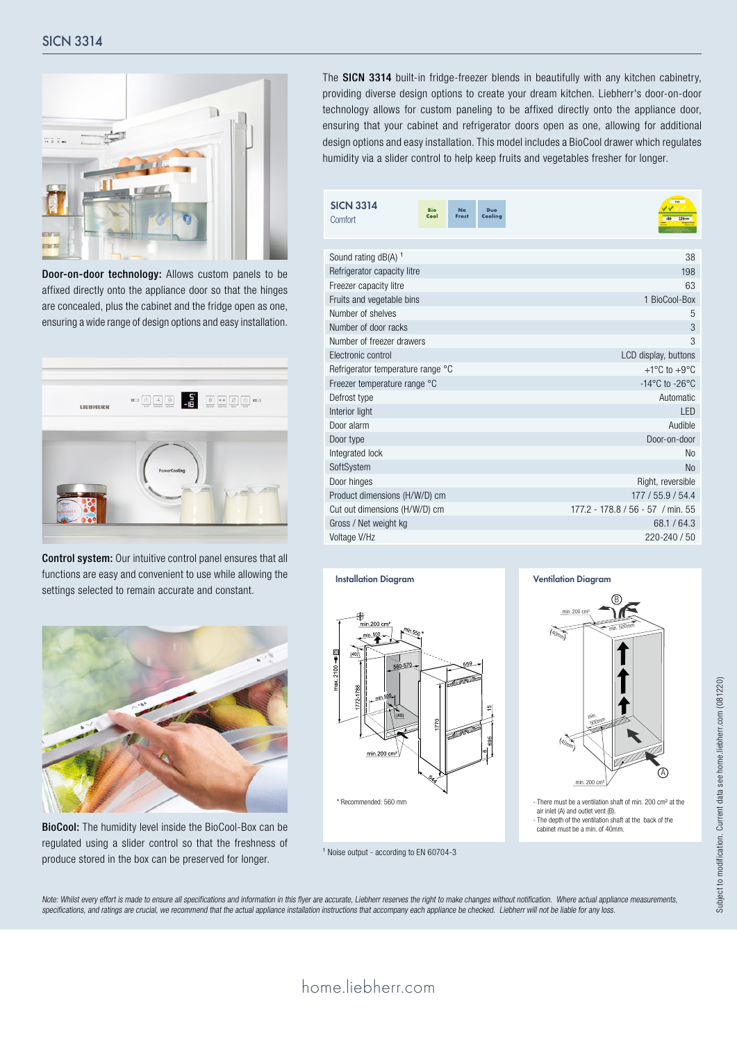## SICN 3314

The **SICN 3314** built-in fridge-freezer blends in beautifully with any kitchen cabinetry, providing diverse design options to create your dream kitchen. Liebherr's door-on-door technology allows for custom paneling to be affixed directly onto the appliance door, ensuring that your cabinet and refrigerator doors open as one, allowing for additional design options and easy installation. This model includes a BioCool drawer which regulates humidity via a slider control to help keep fruits and vegetables fresher for longer.

**Door-on-door technology:** Allows custom panels to be affixed directly onto the appliance door so that the hinges are concealed, plus the cabinet and the fridge open as one, ensuring a wide range of design options and easy installation.

**Control system:** Our intuitive control panel ensures that all functions are easy and convenient to use while allowing the settings selected to remain accurate and constant.

**BioCool:** The humidity level inside the BioCool-Box can be regulated using a slider control so that the freshness of produce stored in the box can be preserved for longer.

**SICN 3314**
Comfort

Bio Cool | No Frost | Duo Cooling

| | |
|---|---|
| Sound rating dB(A) [1] | 38 |
| Refrigerator capacity litre | 198 |
| Freezer capacity litre | 63 |
| Fruits and vegetable bins | 1 BioCool-Box |
| Number of shelves | 5 |
| Number of door racks | 3 |
| Number of freezer drawers | 3 |
| Electronic control | LCD display, buttons |
| Refrigerator temperature range °C | +1°C to +9°C |
| Freezer temperature range °C | -14°C to -26°C |
| Defrost type | Automatic |
| Interior light | LED |
| Door alarm | Audible |
| Door type | Door-on-door |
| Integrated lock | No |
| SoftSystem | No |
| Door hinges | Right, reversible |
| Product dimensions (H/W/D) cm | 177 / 55.9 / 54.4 |
| Cut out dimensions (H/W/D) cm | 177.2 - 178.8 / 56 - 57 / min. 55 |
| Gross / Net weight kg | 68.1 / 64.3 |
| Voltage V/Hz | 220-240 / 50 |

### Installation Diagram

min. 200 cm²
min. 500
min. 550 *
max. 2100
1772-1788
560-570
559
min. 500
(40)
(40)
1770
15
min. 200 cm²
6
695
544

\* Recommended: 560 mm

### Ventilation Diagram

B
min. 200 cm²
(40mm)
min. 500mm
min. 500mm
(40mm)
min. 200 cm²
A

- There must be a ventilation shaft of min. 200 cm² at the air inlet (A) and outlet vent (B).
- The depth of the ventilation shaft at the back of the cabinet must be a min. of 40mm.

[1] Noise output - according to EN 60704-3

*Note: Whilst every effort is made to ensure all specifications and information in this flyer are accurate, Liebherr reserves the right to make changes without notification. Where actual appliance measurements, specifications, and ratings are crucial, we recommend that the actual appliance installation instructions that accompany each appliance be checked. Liebherr will not be liable for any loss.*

Subject to modification. Current data see home.liebherr.com (081220)

home.liebherr.com